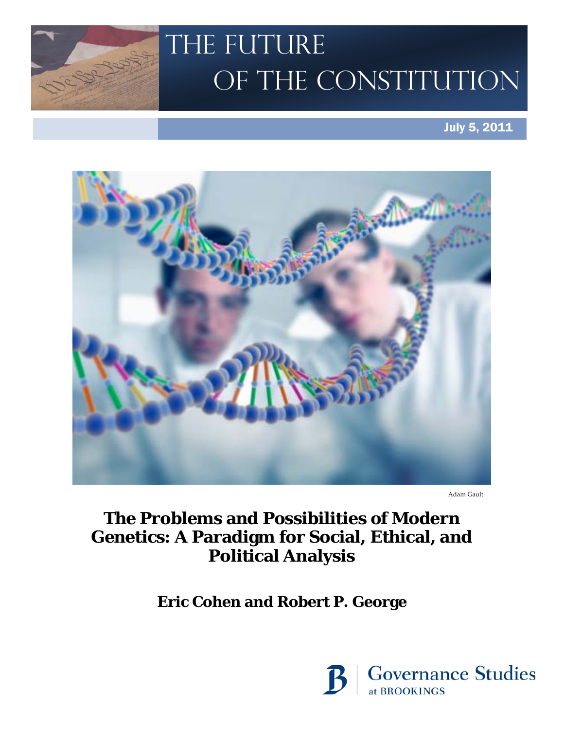# The Future of the Constitution

July 5, 2011

Adam Gault

## The Problems and Possibilities of Modern Genetics: A Paradigm for Social, Ethical, and Political Analysis

**Eric Cohen and Robert P. George**

Governance Studies at BROOKINGS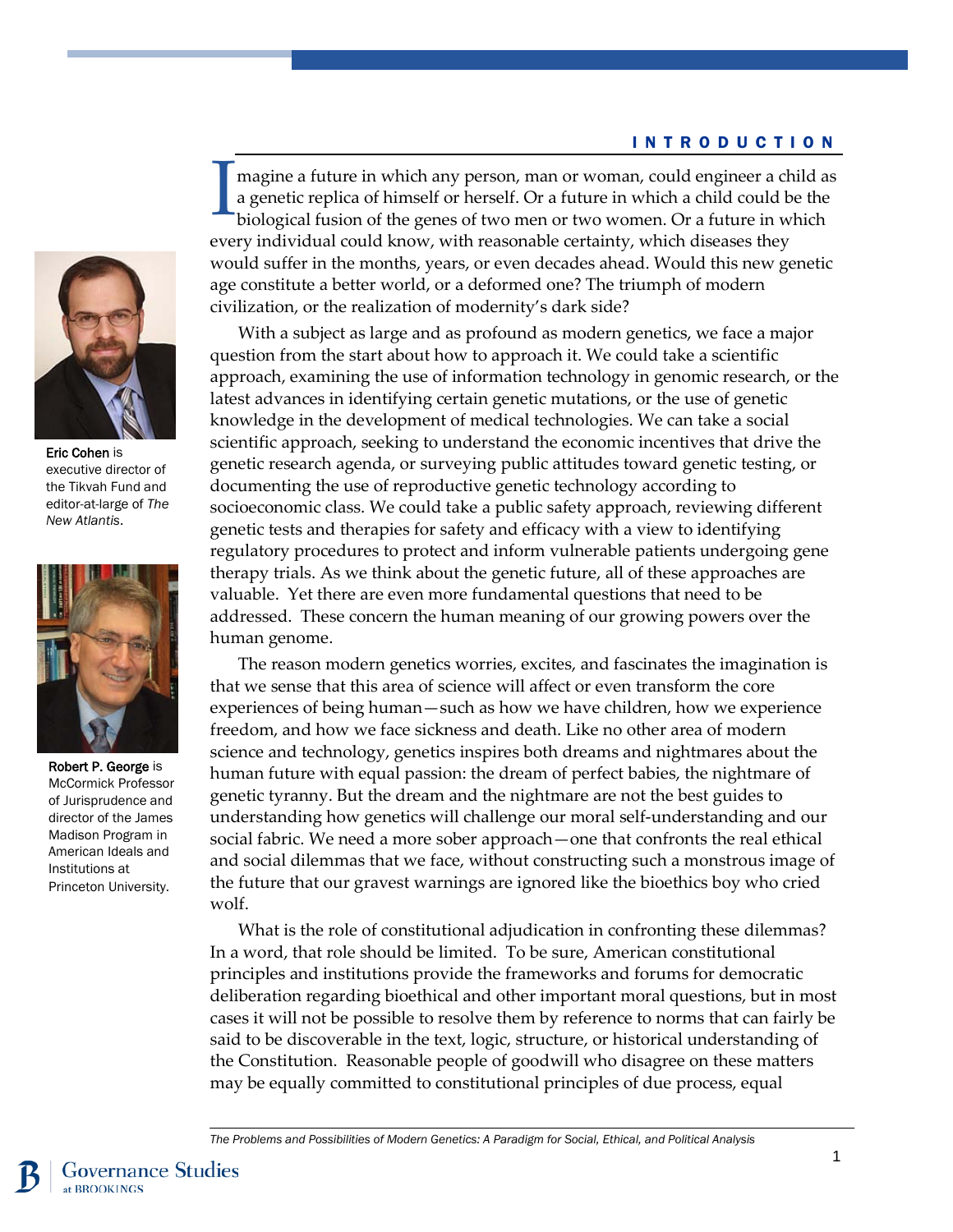## INTRODUCTION

Imagine a future in which any person, man or woman, could engineer a child as a genetic replica of himself or herself. Or a future in which a child could be the biological fusion of the genes of two men or two women. Or a future in which every individual could know, with reasonable certainty, which diseases they would suffer in the months, years, or even decades ahead. Would this new genetic age constitute a better world, or a deformed one? The triumph of modern civilization, or the realization of modernity's dark side?

With a subject as large and as profound as modern genetics, we face a major question from the start about how to approach it. We could take a scientific approach, examining the use of information technology in genomic research, or the latest advances in identifying certain genetic mutations, or the use of genetic knowledge in the development of medical technologies. We can take a social scientific approach, seeking to understand the economic incentives that drive the genetic research agenda, or surveying public attitudes toward genetic testing, or documenting the use of reproductive genetic technology according to socioeconomic class. We could take a public safety approach, reviewing different genetic tests and therapies for safety and efficacy with a view to identifying regulatory procedures to protect and inform vulnerable patients undergoing gene therapy trials. As we think about the genetic future, all of these approaches are valuable. Yet there are even more fundamental questions that need to be addressed. These concern the human meaning of our growing powers over the human genome.

The reason modern genetics worries, excites, and fascinates the imagination is that we sense that this area of science will affect or even transform the core experiences of being human—such as how we have children, how we experience freedom, and how we face sickness and death. Like no other area of modern science and technology, genetics inspires both dreams and nightmares about the human future with equal passion: the dream of perfect babies, the nightmare of genetic tyranny. But the dream and the nightmare are not the best guides to understanding how genetics will challenge our moral self-understanding and our social fabric. We need a more sober approach—one that confronts the real ethical and social dilemmas that we face, without constructing such a monstrous image of the future that our gravest warnings are ignored like the bioethics boy who cried wolf.

What is the role of constitutional adjudication in confronting these dilemmas? In a word, that role should be limited. To be sure, American constitutional principles and institutions provide the frameworks and forums for democratic deliberation regarding bioethical and other important moral questions, but in most cases it will not be possible to resolve them by reference to norms that can fairly be said to be discoverable in the text, logic, structure, or historical understanding of the Constitution. Reasonable people of goodwill who disagree on these matters may be equally committed to constitutional principles of due process, equal

**Eric Cohen** is executive director of the Tikvah Fund and editor-at-large of *The New Atlantis*.

**Robert P. George** is McCormick Professor of Jurisprudence and director of the James Madison Program in American Ideals and Institutions at Princeton University.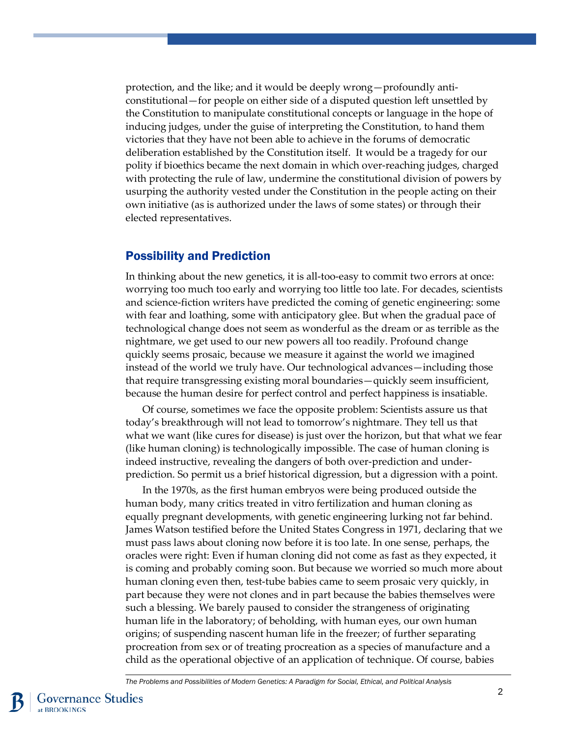protection, and the like; and it would be deeply wrong—profoundly anti-constitutional—for people on either side of a disputed question left unsettled by the Constitution to manipulate constitutional concepts or language in the hope of inducing judges, under the guise of interpreting the Constitution, to hand them victories that they have not been able to achieve in the forums of democratic deliberation established by the Constitution itself. It would be a tragedy for our polity if bioethics became the next domain in which over-reaching judges, charged with protecting the rule of law, undermine the constitutional division of powers by usurping the authority vested under the Constitution in the people acting on their own initiative (as is authorized under the laws of some states) or through their elected representatives.

## Possibility and Prediction

In thinking about the new genetics, it is all-too-easy to commit two errors at once: worrying too much too early and worrying too little too late. For decades, scientists and science-fiction writers have predicted the coming of genetic engineering: some with fear and loathing, some with anticipatory glee. But when the gradual pace of technological change does not seem as wonderful as the dream or as terrible as the nightmare, we get used to our new powers all too readily. Profound change quickly seems prosaic, because we measure it against the world we imagined instead of the world we truly have. Our technological advances—including those that require transgressing existing moral boundaries—quickly seem insufficient, because the human desire for perfect control and perfect happiness is insatiable.

Of course, sometimes we face the opposite problem: Scientists assure us that today's breakthrough will not lead to tomorrow's nightmare. They tell us that what we want (like cures for disease) is just over the horizon, but that what we fear (like human cloning) is technologically impossible. The case of human cloning is indeed instructive, revealing the dangers of both over-prediction and under-prediction. So permit us a brief historical digression, but a digression with a point.

In the 1970s, as the first human embryos were being produced outside the human body, many critics treated in vitro fertilization and human cloning as equally pregnant developments, with genetic engineering lurking not far behind. James Watson testified before the United States Congress in 1971, declaring that we must pass laws about cloning now before it is too late. In one sense, perhaps, the oracles were right: Even if human cloning did not come as fast as they expected, it is coming and probably coming soon. But because we worried so much more about human cloning even then, test-tube babies came to seem prosaic very quickly, in part because they were not clones and in part because the babies themselves were such a blessing. We barely paused to consider the strangeness of originating human life in the laboratory; of beholding, with human eyes, our own human origins; of suspending nascent human life in the freezer; of further separating procreation from sex or of treating procreation as a species of manufacture and a child as the operational objective of an application of technique. Of course, babies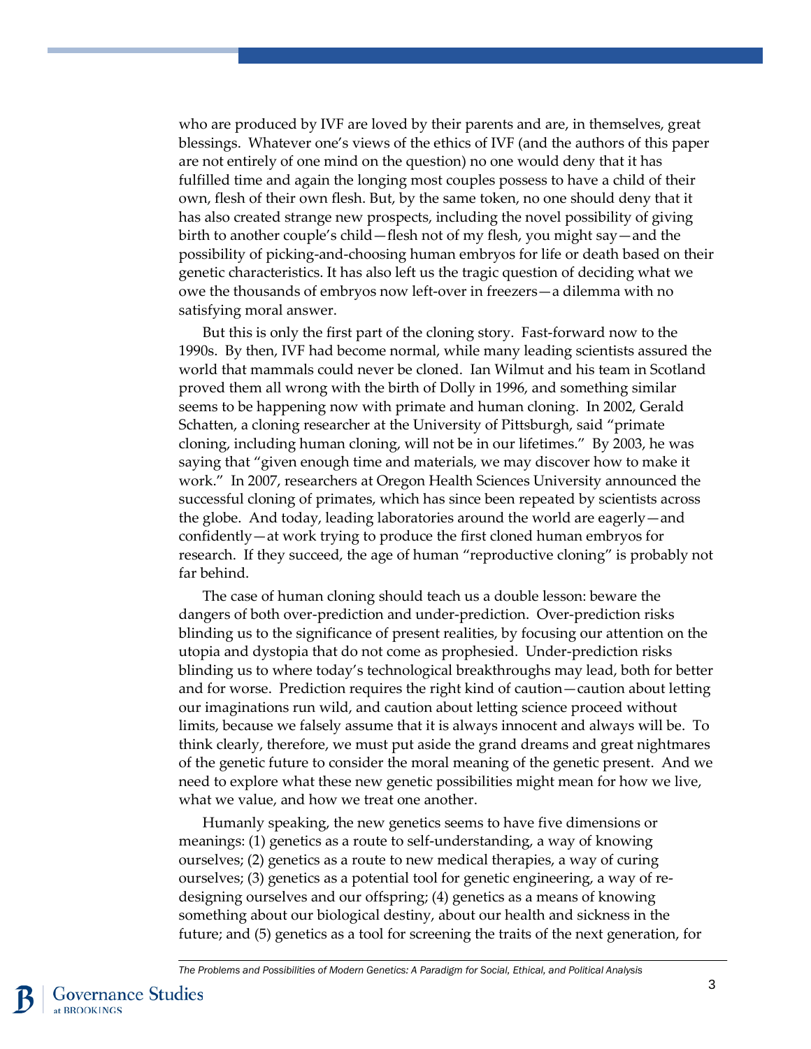who are produced by IVF are loved by their parents and are, in themselves, great blessings. Whatever one's views of the ethics of IVF (and the authors of this paper are not entirely of one mind on the question) no one would deny that it has fulfilled time and again the longing most couples possess to have a child of their own, flesh of their own flesh. But, by the same token, no one should deny that it has also created strange new prospects, including the novel possibility of giving birth to another couple's child—flesh not of my flesh, you might say—and the possibility of picking-and-choosing human embryos for life or death based on their genetic characteristics. It has also left us the tragic question of deciding what we owe the thousands of embryos now left-over in freezers—a dilemma with no satisfying moral answer.

But this is only the first part of the cloning story. Fast-forward now to the 1990s. By then, IVF had become normal, while many leading scientists assured the world that mammals could never be cloned. Ian Wilmut and his team in Scotland proved them all wrong with the birth of Dolly in 1996, and something similar seems to be happening now with primate and human cloning. In 2002, Gerald Schatten, a cloning researcher at the University of Pittsburgh, said "primate cloning, including human cloning, will not be in our lifetimes." By 2003, he was saying that "given enough time and materials, we may discover how to make it work." In 2007, researchers at Oregon Health Sciences University announced the successful cloning of primates, which has since been repeated by scientists across the globe. And today, leading laboratories around the world are eagerly—and confidently—at work trying to produce the first cloned human embryos for research. If they succeed, the age of human "reproductive cloning" is probably not far behind.

The case of human cloning should teach us a double lesson: beware the dangers of both over-prediction and under-prediction. Over-prediction risks blinding us to the significance of present realities, by focusing our attention on the utopia and dystopia that do not come as prophesied. Under-prediction risks blinding us to where today's technological breakthroughs may lead, both for better and for worse. Prediction requires the right kind of caution—caution about letting our imaginations run wild, and caution about letting science proceed without limits, because we falsely assume that it is always innocent and always will be. To think clearly, therefore, we must put aside the grand dreams and great nightmares of the genetic future to consider the moral meaning of the genetic present. And we need to explore what these new genetic possibilities might mean for how we live, what we value, and how we treat one another.

Humanly speaking, the new genetics seems to have five dimensions or meanings: (1) genetics as a route to self-understanding, a way of knowing ourselves; (2) genetics as a route to new medical therapies, a way of curing ourselves; (3) genetics as a potential tool for genetic engineering, a way of re-designing ourselves and our offspring; (4) genetics as a means of knowing something about our biological destiny, about our health and sickness in the future; and (5) genetics as a tool for screening the traits of the next generation, for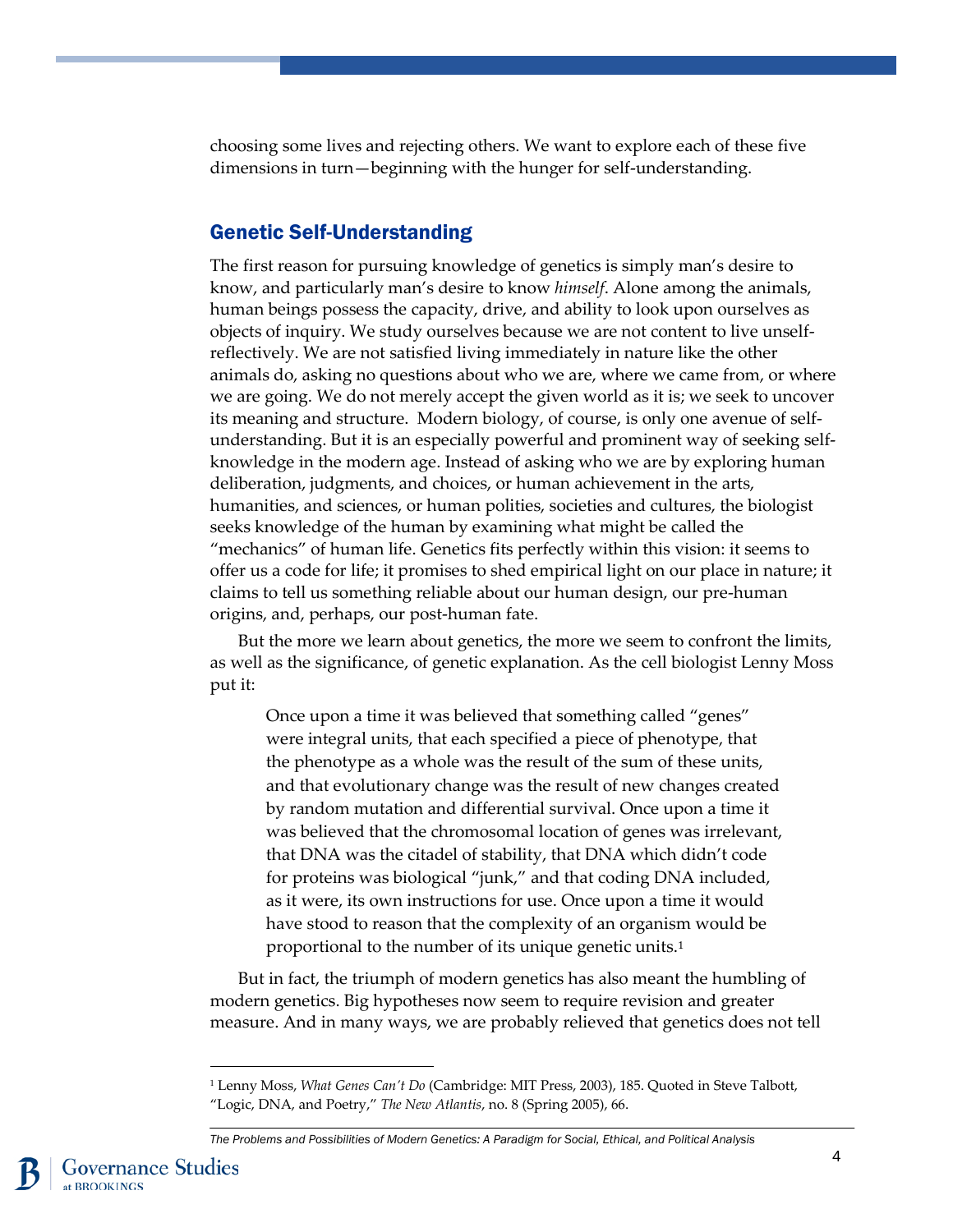choosing some lives and rejecting others. We want to explore each of these five dimensions in turn—beginning with the hunger for self-understanding.

## Genetic Self-Understanding

The first reason for pursuing knowledge of genetics is simply man's desire to know, and particularly man's desire to know *himself*. Alone among the animals, human beings possess the capacity, drive, and ability to look upon ourselves as objects of inquiry. We study ourselves because we are not content to live unself-reflectively. We are not satisfied living immediately in nature like the other animals do, asking no questions about who we are, where we came from, or where we are going. We do not merely accept the given world as it is; we seek to uncover its meaning and structure. Modern biology, of course, is only one avenue of self-understanding. But it is an especially powerful and prominent way of seeking self-knowledge in the modern age. Instead of asking who we are by exploring human deliberation, judgments, and choices, or human achievement in the arts, humanities, and sciences, or human polities, societies and cultures, the biologist seeks knowledge of the human by examining what might be called the "mechanics" of human life. Genetics fits perfectly within this vision: it seems to offer us a code for life; it promises to shed empirical light on our place in nature; it claims to tell us something reliable about our human design, our pre-human origins, and, perhaps, our post-human fate.

But the more we learn about genetics, the more we seem to confront the limits, as well as the significance, of genetic explanation. As the cell biologist Lenny Moss put it:

> Once upon a time it was believed that something called "genes" were integral units, that each specified a piece of phenotype, that the phenotype as a whole was the result of the sum of these units, and that evolutionary change was the result of new changes created by random mutation and differential survival. Once upon a time it was believed that the chromosomal location of genes was irrelevant, that DNA was the citadel of stability, that DNA which didn't code for proteins was biological "junk," and that coding DNA included, as it were, its own instructions for use. Once upon a time it would have stood to reason that the complexity of an organism would be proportional to the number of its unique genetic units.[1]

But in fact, the triumph of modern genetics has also meant the humbling of modern genetics. Big hypotheses now seem to require revision and greater measure. And in many ways, we are probably relieved that genetics does not tell

---

[1] Lenny Moss, *What Genes Can't Do* (Cambridge: MIT Press, 2003), 185. Quoted in Steve Talbott, "Logic, DNA, and Poetry," *The New Atlantis*, no. 8 (Spring 2005), 66.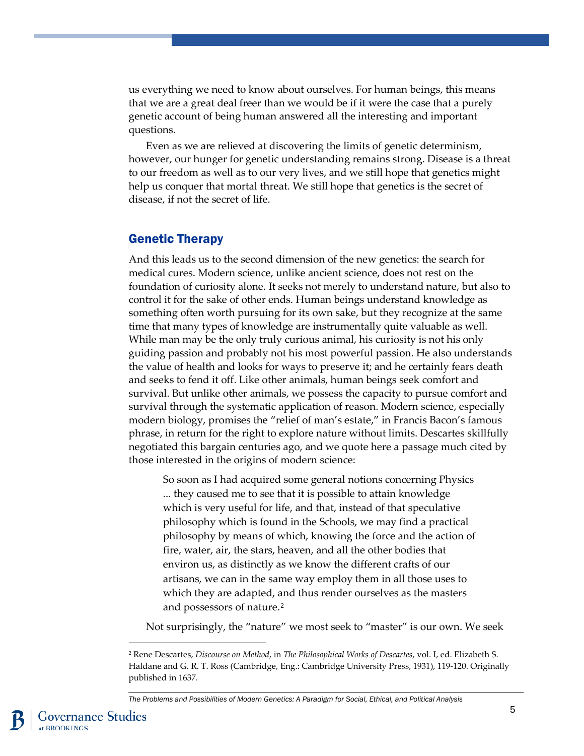us everything we need to know about ourselves. For human beings, this means that we are a great deal freer than we would be if it were the case that a purely genetic account of being human answered all the interesting and important questions.

Even as we are relieved at discovering the limits of genetic determinism, however, our hunger for genetic understanding remains strong. Disease is a threat to our freedom as well as to our very lives, and we still hope that genetics might help us conquer that mortal threat. We still hope that genetics is the secret of disease, if not the secret of life.

## Genetic Therapy

And this leads us to the second dimension of the new genetics: the search for medical cures. Modern science, unlike ancient science, does not rest on the foundation of curiosity alone. It seeks not merely to understand nature, but also to control it for the sake of other ends. Human beings understand knowledge as something often worth pursuing for its own sake, but they recognize at the same time that many types of knowledge are instrumentally quite valuable as well. While man may be the only truly curious animal, his curiosity is not his only guiding passion and probably not his most powerful passion. He also understands the value of health and looks for ways to preserve it; and he certainly fears death and seeks to fend it off. Like other animals, human beings seek comfort and survival. But unlike other animals, we possess the capacity to pursue comfort and survival through the systematic application of reason. Modern science, especially modern biology, promises the "relief of man's estate," in Francis Bacon's famous phrase, in return for the right to explore nature without limits. Descartes skillfully negotiated this bargain centuries ago, and we quote here a passage much cited by those interested in the origins of modern science:

> So soon as I had acquired some general notions concerning Physics ... they caused me to see that it is possible to attain knowledge which is very useful for life, and that, instead of that speculative philosophy which is found in the Schools, we may find a practical philosophy by means of which, knowing the force and the action of fire, water, air, the stars, heaven, and all the other bodies that environ us, as distinctly as we know the different crafts of our artisans, we can in the same way employ them in all those uses to which they are adapted, and thus render ourselves as the masters and possessors of nature.[2]

Not surprisingly, the "nature" we most seek to "master" is our own. We seek

---

[2] Rene Descartes, *Discourse on Method*, in *The Philosophical Works of Descartes,* vol. I, ed. Elizabeth S. Haldane and G. R. T. Ross (Cambridge, Eng.: Cambridge University Press, 1931), 119-120. Originally published in 1637.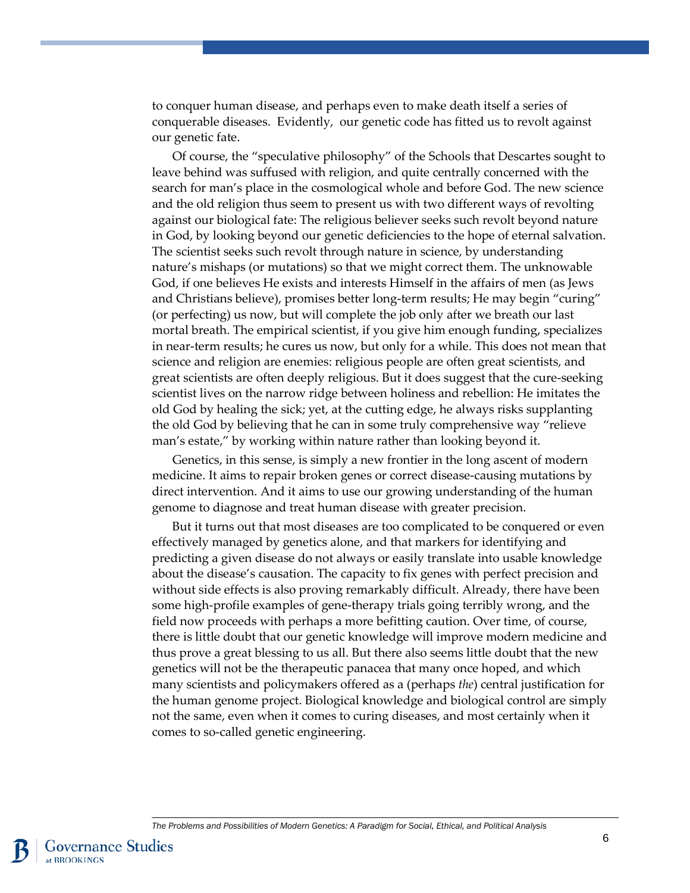to conquer human disease, and perhaps even to make death itself a series of conquerable diseases. Evidently, our genetic code has fitted us to revolt against our genetic fate.

Of course, the "speculative philosophy" of the Schools that Descartes sought to leave behind was suffused with religion, and quite centrally concerned with the search for man's place in the cosmological whole and before God. The new science and the old religion thus seem to present us with two different ways of revolting against our biological fate: The religious believer seeks such revolt beyond nature in God, by looking beyond our genetic deficiencies to the hope of eternal salvation. The scientist seeks such revolt through nature in science, by understanding nature's mishaps (or mutations) so that we might correct them. The unknowable God, if one believes He exists and interests Himself in the affairs of men (as Jews and Christians believe), promises better long-term results; He may begin "curing" (or perfecting) us now, but will complete the job only after we breath our last mortal breath. The empirical scientist, if you give him enough funding, specializes in near-term results; he cures us now, but only for a while. This does not mean that science and religion are enemies: religious people are often great scientists, and great scientists are often deeply religious. But it does suggest that the cure-seeking scientist lives on the narrow ridge between holiness and rebellion: He imitates the old God by healing the sick; yet, at the cutting edge, he always risks supplanting the old God by believing that he can in some truly comprehensive way "relieve man's estate," by working within nature rather than looking beyond it.

Genetics, in this sense, is simply a new frontier in the long ascent of modern medicine. It aims to repair broken genes or correct disease-causing mutations by direct intervention. And it aims to use our growing understanding of the human genome to diagnose and treat human disease with greater precision.

But it turns out that most diseases are too complicated to be conquered or even effectively managed by genetics alone, and that markers for identifying and predicting a given disease do not always or easily translate into usable knowledge about the disease's causation. The capacity to fix genes with perfect precision and without side effects is also proving remarkably difficult. Already, there have been some high-profile examples of gene-therapy trials going terribly wrong, and the field now proceeds with perhaps a more befitting caution. Over time, of course, there is little doubt that our genetic knowledge will improve modern medicine and thus prove a great blessing to us all. But there also seems little doubt that the new genetics will not be the therapeutic panacea that many once hoped, and which many scientists and policymakers offered as a (perhaps *the*) central justification for the human genome project. Biological knowledge and biological control are simply not the same, even when it comes to curing diseases, and most certainly when it comes to so-called genetic engineering.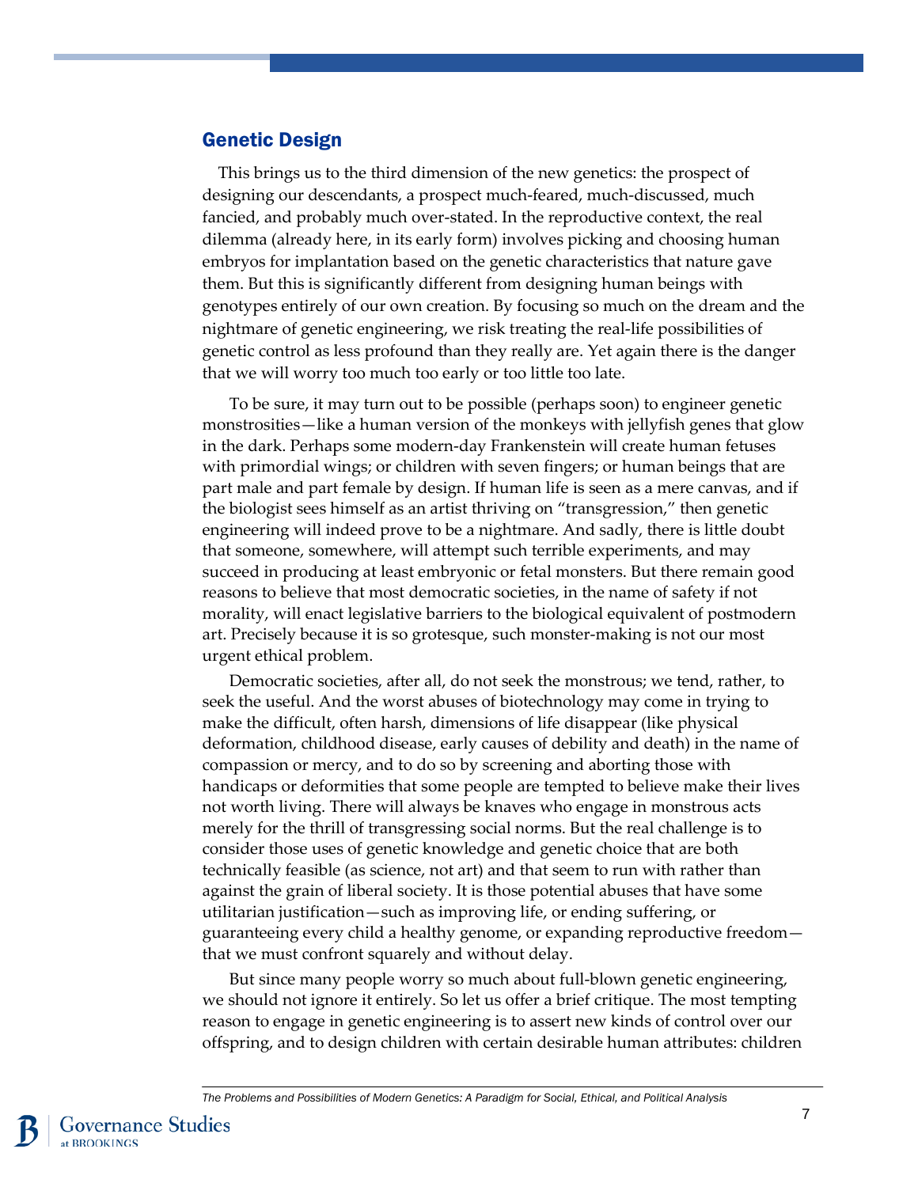## Genetic Design

This brings us to the third dimension of the new genetics: the prospect of designing our descendants, a prospect much-feared, much-discussed, much fancied, and probably much over-stated. In the reproductive context, the real dilemma (already here, in its early form) involves picking and choosing human embryos for implantation based on the genetic characteristics that nature gave them. But this is significantly different from designing human beings with genotypes entirely of our own creation. By focusing so much on the dream and the nightmare of genetic engineering, we risk treating the real-life possibilities of genetic control as less profound than they really are. Yet again there is the danger that we will worry too much too early or too little too late.

To be sure, it may turn out to be possible (perhaps soon) to engineer genetic monstrosities—like a human version of the monkeys with jellyfish genes that glow in the dark. Perhaps some modern-day Frankenstein will create human fetuses with primordial wings; or children with seven fingers; or human beings that are part male and part female by design. If human life is seen as a mere canvas, and if the biologist sees himself as an artist thriving on "transgression," then genetic engineering will indeed prove to be a nightmare. And sadly, there is little doubt that someone, somewhere, will attempt such terrible experiments, and may succeed in producing at least embryonic or fetal monsters. But there remain good reasons to believe that most democratic societies, in the name of safety if not morality, will enact legislative barriers to the biological equivalent of postmodern art. Precisely because it is so grotesque, such monster-making is not our most urgent ethical problem.

Democratic societies, after all, do not seek the monstrous; we tend, rather, to seek the useful. And the worst abuses of biotechnology may come in trying to make the difficult, often harsh, dimensions of life disappear (like physical deformation, childhood disease, early causes of debility and death) in the name of compassion or mercy, and to do so by screening and aborting those with handicaps or deformities that some people are tempted to believe make their lives not worth living. There will always be knaves who engage in monstrous acts merely for the thrill of transgressing social norms. But the real challenge is to consider those uses of genetic knowledge and genetic choice that are both technically feasible (as science, not art) and that seem to run with rather than against the grain of liberal society. It is those potential abuses that have some utilitarian justification—such as improving life, or ending suffering, or guaranteeing every child a healthy genome, or expanding reproductive freedom—that we must confront squarely and without delay.

But since many people worry so much about full-blown genetic engineering, we should not ignore it entirely. So let us offer a brief critique. The most tempting reason to engage in genetic engineering is to assert new kinds of control over our offspring, and to design children with certain desirable human attributes: children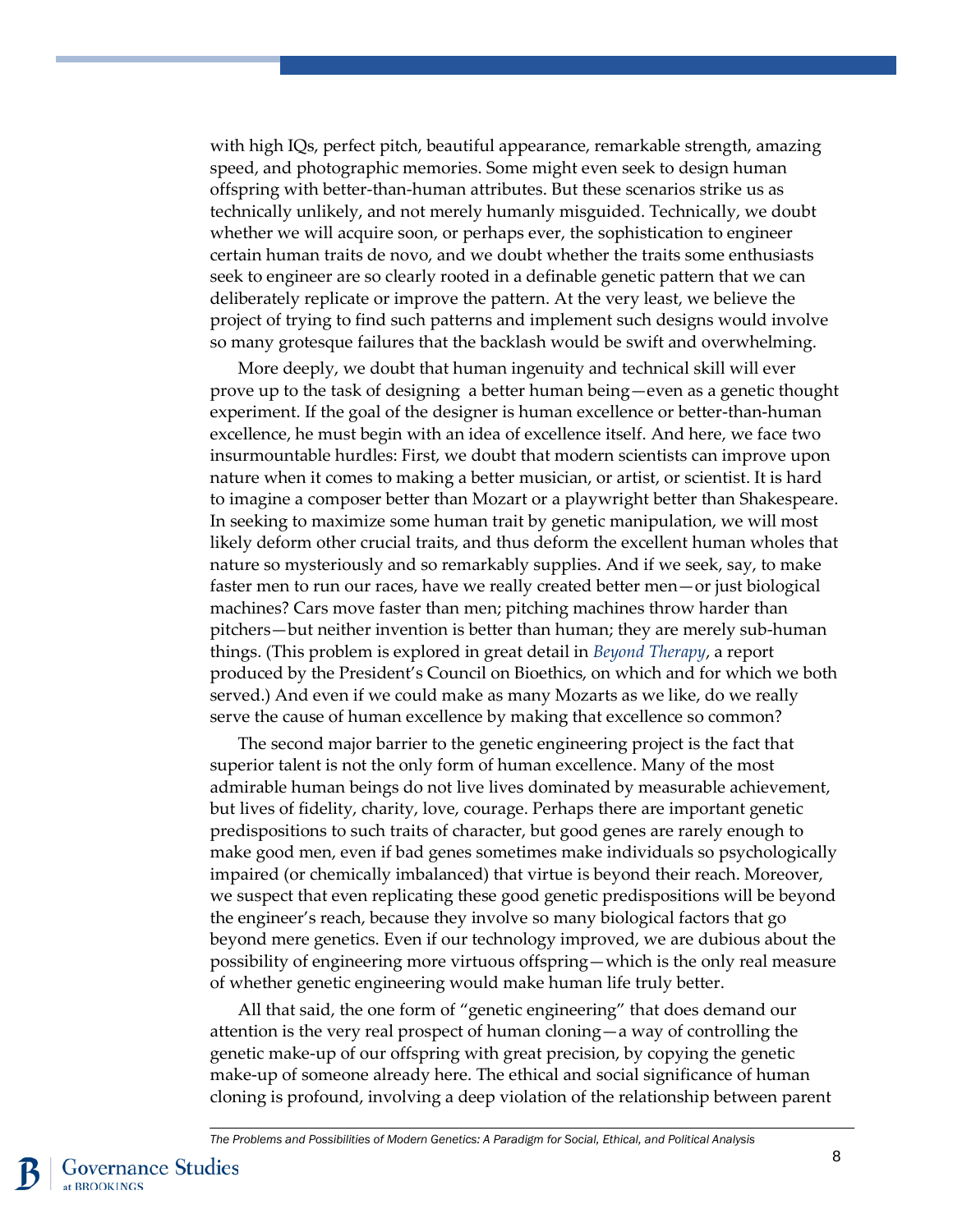with high IQs, perfect pitch, beautiful appearance, remarkable strength, amazing speed, and photographic memories. Some might even seek to design human offspring with better-than-human attributes. But these scenarios strike us as technically unlikely, and not merely humanly misguided. Technically, we doubt whether we will acquire soon, or perhaps ever, the sophistication to engineer certain human traits de novo, and we doubt whether the traits some enthusiasts seek to engineer are so clearly rooted in a definable genetic pattern that we can deliberately replicate or improve the pattern. At the very least, we believe the project of trying to find such patterns and implement such designs would involve so many grotesque failures that the backlash would be swift and overwhelming.

More deeply, we doubt that human ingenuity and technical skill will ever prove up to the task of designing a better human being—even as a genetic thought experiment. If the goal of the designer is human excellence or better-than-human excellence, he must begin with an idea of excellence itself. And here, we face two insurmountable hurdles: First, we doubt that modern scientists can improve upon nature when it comes to making a better musician, or artist, or scientist. It is hard to imagine a composer better than Mozart or a playwright better than Shakespeare. In seeking to maximize some human trait by genetic manipulation, we will most likely deform other crucial traits, and thus deform the excellent human wholes that nature so mysteriously and so remarkably supplies. And if we seek, say, to make faster men to run our races, have we really created better men—or just biological machines? Cars move faster than men; pitching machines throw harder than pitchers—but neither invention is better than human; they are merely sub-human things. (This problem is explored in great detail in *Beyond Therapy*, a report produced by the President's Council on Bioethics, on which and for which we both served.) And even if we could make as many Mozarts as we like, do we really serve the cause of human excellence by making that excellence so common?

The second major barrier to the genetic engineering project is the fact that superior talent is not the only form of human excellence. Many of the most admirable human beings do not live lives dominated by measurable achievement, but lives of fidelity, charity, love, courage. Perhaps there are important genetic predispositions to such traits of character, but good genes are rarely enough to make good men, even if bad genes sometimes make individuals so psychologically impaired (or chemically imbalanced) that virtue is beyond their reach. Moreover, we suspect that even replicating these good genetic predispositions will be beyond the engineer's reach, because they involve so many biological factors that go beyond mere genetics. Even if our technology improved, we are dubious about the possibility of engineering more virtuous offspring—which is the only real measure of whether genetic engineering would make human life truly better.

All that said, the one form of "genetic engineering" that does demand our attention is the very real prospect of human cloning—a way of controlling the genetic make-up of our offspring with great precision, by copying the genetic make-up of someone already here. The ethical and social significance of human cloning is profound, involving a deep violation of the relationship between parent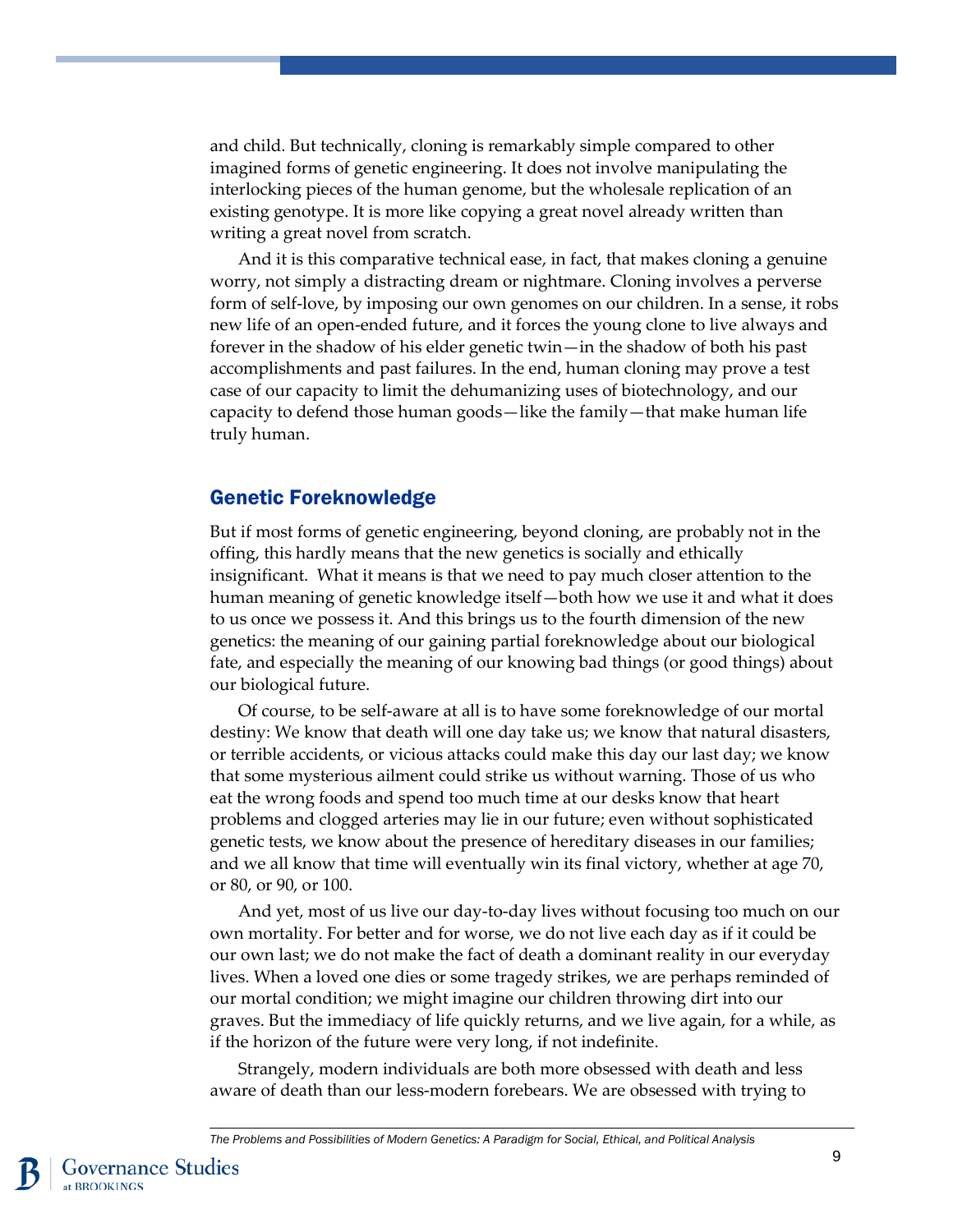and child. But technically, cloning is remarkably simple compared to other imagined forms of genetic engineering. It does not involve manipulating the interlocking pieces of the human genome, but the wholesale replication of an existing genotype. It is more like copying a great novel already written than writing a great novel from scratch.

And it is this comparative technical ease, in fact, that makes cloning a genuine worry, not simply a distracting dream or nightmare. Cloning involves a perverse form of self-love, by imposing our own genomes on our children. In a sense, it robs new life of an open-ended future, and it forces the young clone to live always and forever in the shadow of his elder genetic twin—in the shadow of both his past accomplishments and past failures. In the end, human cloning may prove a test case of our capacity to limit the dehumanizing uses of biotechnology, and our capacity to defend those human goods—like the family—that make human life truly human.

## Genetic Foreknowledge

But if most forms of genetic engineering, beyond cloning, are probably not in the offing, this hardly means that the new genetics is socially and ethically insignificant. What it means is that we need to pay much closer attention to the human meaning of genetic knowledge itself—both how we use it and what it does to us once we possess it. And this brings us to the fourth dimension of the new genetics: the meaning of our gaining partial foreknowledge about our biological fate, and especially the meaning of our knowing bad things (or good things) about our biological future.

Of course, to be self-aware at all is to have some foreknowledge of our mortal destiny: We know that death will one day take us; we know that natural disasters, or terrible accidents, or vicious attacks could make this day our last day; we know that some mysterious ailment could strike us without warning. Those of us who eat the wrong foods and spend too much time at our desks know that heart problems and clogged arteries may lie in our future; even without sophisticated genetic tests, we know about the presence of hereditary diseases in our families; and we all know that time will eventually win its final victory, whether at age 70, or 80, or 90, or 100.

And yet, most of us live our day-to-day lives without focusing too much on our own mortality. For better and for worse, we do not live each day as if it could be our own last; we do not make the fact of death a dominant reality in our everyday lives. When a loved one dies or some tragedy strikes, we are perhaps reminded of our mortal condition; we might imagine our children throwing dirt into our graves. But the immediacy of life quickly returns, and we live again, for a while, as if the horizon of the future were very long, if not indefinite.

Strangely, modern individuals are both more obsessed with death and less aware of death than our less-modern forebears. We are obsessed with trying to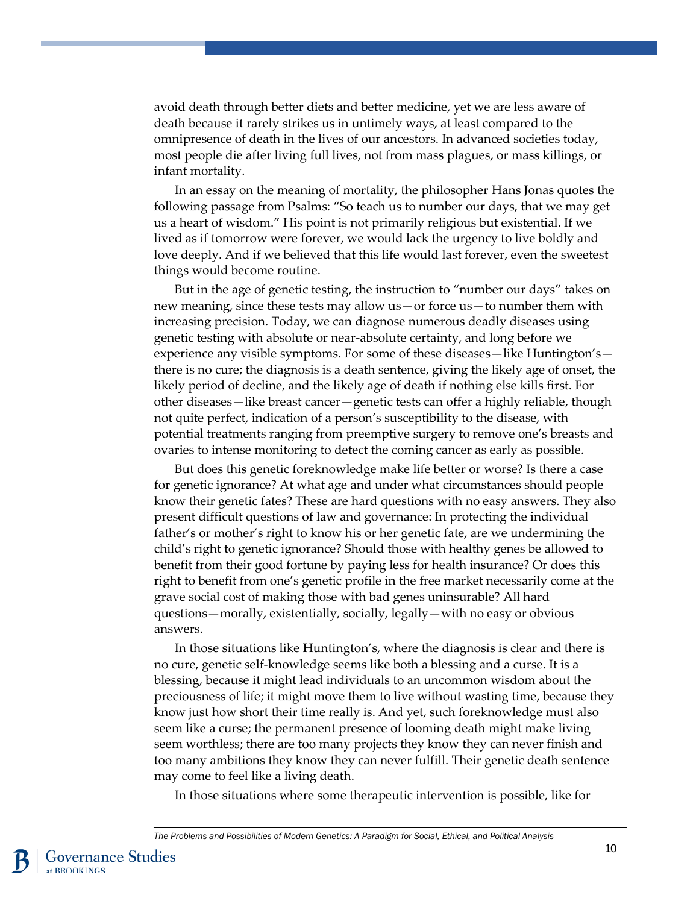avoid death through better diets and better medicine, yet we are less aware of death because it rarely strikes us in untimely ways, at least compared to the omnipresence of death in the lives of our ancestors. In advanced societies today, most people die after living full lives, not from mass plagues, or mass killings, or infant mortality.

In an essay on the meaning of mortality, the philosopher Hans Jonas quotes the following passage from Psalms: "So teach us to number our days, that we may get us a heart of wisdom." His point is not primarily religious but existential. If we lived as if tomorrow were forever, we would lack the urgency to live boldly and love deeply. And if we believed that this life would last forever, even the sweetest things would become routine.

But in the age of genetic testing, the instruction to "number our days" takes on new meaning, since these tests may allow us—or force us—to number them with increasing precision. Today, we can diagnose numerous deadly diseases using genetic testing with absolute or near-absolute certainty, and long before we experience any visible symptoms. For some of these diseases—like Huntington's—there is no cure; the diagnosis is a death sentence, giving the likely age of onset, the likely period of decline, and the likely age of death if nothing else kills first. For other diseases—like breast cancer—genetic tests can offer a highly reliable, though not quite perfect, indication of a person's susceptibility to the disease, with potential treatments ranging from preemptive surgery to remove one's breasts and ovaries to intense monitoring to detect the coming cancer as early as possible.

But does this genetic foreknowledge make life better or worse? Is there a case for genetic ignorance? At what age and under what circumstances should people know their genetic fates? These are hard questions with no easy answers. They also present difficult questions of law and governance: In protecting the individual father's or mother's right to know his or her genetic fate, are we undermining the child's right to genetic ignorance? Should those with healthy genes be allowed to benefit from their good fortune by paying less for health insurance? Or does this right to benefit from one's genetic profile in the free market necessarily come at the grave social cost of making those with bad genes uninsurable? All hard questions—morally, existentially, socially, legally—with no easy or obvious answers.

In those situations like Huntington's, where the diagnosis is clear and there is no cure, genetic self-knowledge seems like both a blessing and a curse. It is a blessing, because it might lead individuals to an uncommon wisdom about the preciousness of life; it might move them to live without wasting time, because they know just how short their time really is. And yet, such foreknowledge must also seem like a curse; the permanent presence of looming death might make living seem worthless; there are too many projects they know they can never finish and too many ambitions they know they can never fulfill. Their genetic death sentence may come to feel like a living death.

In those situations where some therapeutic intervention is possible, like for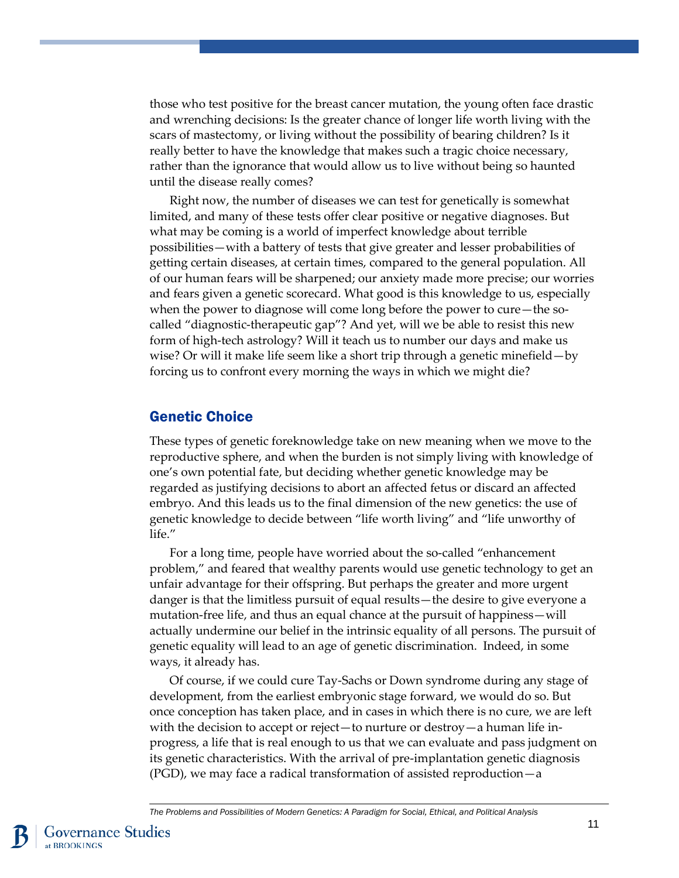those who test positive for the breast cancer mutation, the young often face drastic and wrenching decisions: Is the greater chance of longer life worth living with the scars of mastectomy, or living without the possibility of bearing children? Is it really better to have the knowledge that makes such a tragic choice necessary, rather than the ignorance that would allow us to live without being so haunted until the disease really comes?

Right now, the number of diseases we can test for genetically is somewhat limited, and many of these tests offer clear positive or negative diagnoses. But what may be coming is a world of imperfect knowledge about terrible possibilities—with a battery of tests that give greater and lesser probabilities of getting certain diseases, at certain times, compared to the general population. All of our human fears will be sharpened; our anxiety made more precise; our worries and fears given a genetic scorecard. What good is this knowledge to us, especially when the power to diagnose will come long before the power to cure—the so-called "diagnostic-therapeutic gap"? And yet, will we be able to resist this new form of high-tech astrology? Will it teach us to number our days and make us wise? Or will it make life seem like a short trip through a genetic minefield—by forcing us to confront every morning the ways in which we might die?

## Genetic Choice

These types of genetic foreknowledge take on new meaning when we move to the reproductive sphere, and when the burden is not simply living with knowledge of one's own potential fate, but deciding whether genetic knowledge may be regarded as justifying decisions to abort an affected fetus or discard an affected embryo. And this leads us to the final dimension of the new genetics: the use of genetic knowledge to decide between "life worth living" and "life unworthy of life."

For a long time, people have worried about the so-called "enhancement problem," and feared that wealthy parents would use genetic technology to get an unfair advantage for their offspring. But perhaps the greater and more urgent danger is that the limitless pursuit of equal results—the desire to give everyone a mutation-free life, and thus an equal chance at the pursuit of happiness—will actually undermine our belief in the intrinsic equality of all persons. The pursuit of genetic equality will lead to an age of genetic discrimination. Indeed, in some ways, it already has.

Of course, if we could cure Tay-Sachs or Down syndrome during any stage of development, from the earliest embryonic stage forward, we would do so. But once conception has taken place, and in cases in which there is no cure, we are left with the decision to accept or reject—to nurture or destroy—a human life in-progress, a life that is real enough to us that we can evaluate and pass judgment on its genetic characteristics. With the arrival of pre-implantation genetic diagnosis (PGD), we may face a radical transformation of assisted reproduction—a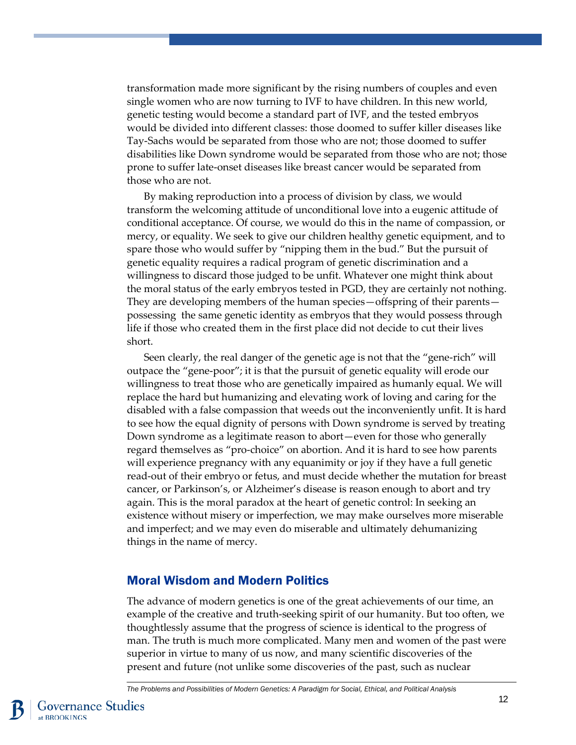transformation made more significant by the rising numbers of couples and even single women who are now turning to IVF to have children. In this new world, genetic testing would become a standard part of IVF, and the tested embryos would be divided into different classes: those doomed to suffer killer diseases like Tay-Sachs would be separated from those who are not; those doomed to suffer disabilities like Down syndrome would be separated from those who are not; those prone to suffer late-onset diseases like breast cancer would be separated from those who are not.

By making reproduction into a process of division by class, we would transform the welcoming attitude of unconditional love into a eugenic attitude of conditional acceptance. Of course, we would do this in the name of compassion, or mercy, or equality. We seek to give our children healthy genetic equipment, and to spare those who would suffer by "nipping them in the bud." But the pursuit of genetic equality requires a radical program of genetic discrimination and a willingness to discard those judged to be unfit. Whatever one might think about the moral status of the early embryos tested in PGD, they are certainly not nothing. They are developing members of the human species—offspring of their parents—possessing the same genetic identity as embryos that they would possess through life if those who created them in the first place did not decide to cut their lives short.

Seen clearly, the real danger of the genetic age is not that the "gene-rich" will outpace the "gene-poor"; it is that the pursuit of genetic equality will erode our willingness to treat those who are genetically impaired as humanly equal. We will replace the hard but humanizing and elevating work of loving and caring for the disabled with a false compassion that weeds out the inconveniently unfit. It is hard to see how the equal dignity of persons with Down syndrome is served by treating Down syndrome as a legitimate reason to abort—even for those who generally regard themselves as "pro-choice" on abortion. And it is hard to see how parents will experience pregnancy with any equanimity or joy if they have a full genetic read-out of their embryo or fetus, and must decide whether the mutation for breast cancer, or Parkinson's, or Alzheimer's disease is reason enough to abort and try again. This is the moral paradox at the heart of genetic control: In seeking an existence without misery or imperfection, we may make ourselves more miserable and imperfect; and we may even do miserable and ultimately dehumanizing things in the name of mercy.

## Moral Wisdom and Modern Politics

The advance of modern genetics is one of the great achievements of our time, an example of the creative and truth-seeking spirit of our humanity. But too often, we thoughtlessly assume that the progress of science is identical to the progress of man. The truth is much more complicated. Many men and women of the past were superior in virtue to many of us now, and many scientific discoveries of the present and future (not unlike some discoveries of the past, such as nuclear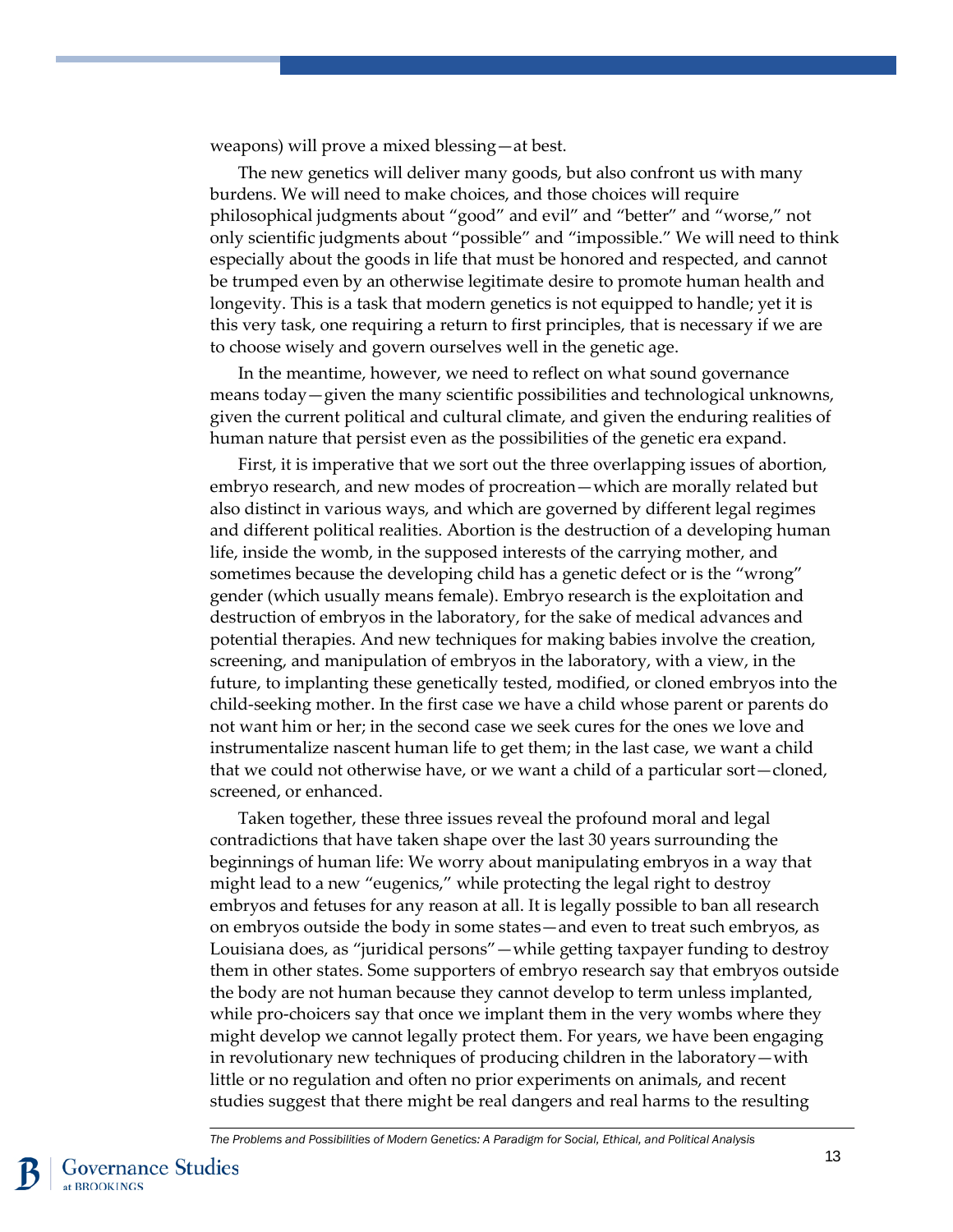weapons) will prove a mixed blessing—at best.

The new genetics will deliver many goods, but also confront us with many burdens. We will need to make choices, and those choices will require philosophical judgments about "good" and evil" and "better" and "worse," not only scientific judgments about "possible" and "impossible." We will need to think especially about the goods in life that must be honored and respected, and cannot be trumped even by an otherwise legitimate desire to promote human health and longevity. This is a task that modern genetics is not equipped to handle; yet it is this very task, one requiring a return to first principles, that is necessary if we are to choose wisely and govern ourselves well in the genetic age.

In the meantime, however, we need to reflect on what sound governance means today—given the many scientific possibilities and technological unknowns, given the current political and cultural climate, and given the enduring realities of human nature that persist even as the possibilities of the genetic era expand.

First, it is imperative that we sort out the three overlapping issues of abortion, embryo research, and new modes of procreation—which are morally related but also distinct in various ways, and which are governed by different legal regimes and different political realities. Abortion is the destruction of a developing human life, inside the womb, in the supposed interests of the carrying mother, and sometimes because the developing child has a genetic defect or is the "wrong" gender (which usually means female). Embryo research is the exploitation and destruction of embryos in the laboratory, for the sake of medical advances and potential therapies. And new techniques for making babies involve the creation, screening, and manipulation of embryos in the laboratory, with a view, in the future, to implanting these genetically tested, modified, or cloned embryos into the child-seeking mother. In the first case we have a child whose parent or parents do not want him or her; in the second case we seek cures for the ones we love and instrumentalize nascent human life to get them; in the last case, we want a child that we could not otherwise have, or we want a child of a particular sort—cloned, screened, or enhanced.

Taken together, these three issues reveal the profound moral and legal contradictions that have taken shape over the last 30 years surrounding the beginnings of human life: We worry about manipulating embryos in a way that might lead to a new "eugenics," while protecting the legal right to destroy embryos and fetuses for any reason at all. It is legally possible to ban all research on embryos outside the body in some states—and even to treat such embryos, as Louisiana does, as "juridical persons"—while getting taxpayer funding to destroy them in other states. Some supporters of embryo research say that embryos outside the body are not human because they cannot develop to term unless implanted, while pro-choicers say that once we implant them in the very wombs where they might develop we cannot legally protect them. For years, we have been engaging in revolutionary new techniques of producing children in the laboratory—with little or no regulation and often no prior experiments on animals, and recent studies suggest that there might be real dangers and real harms to the resulting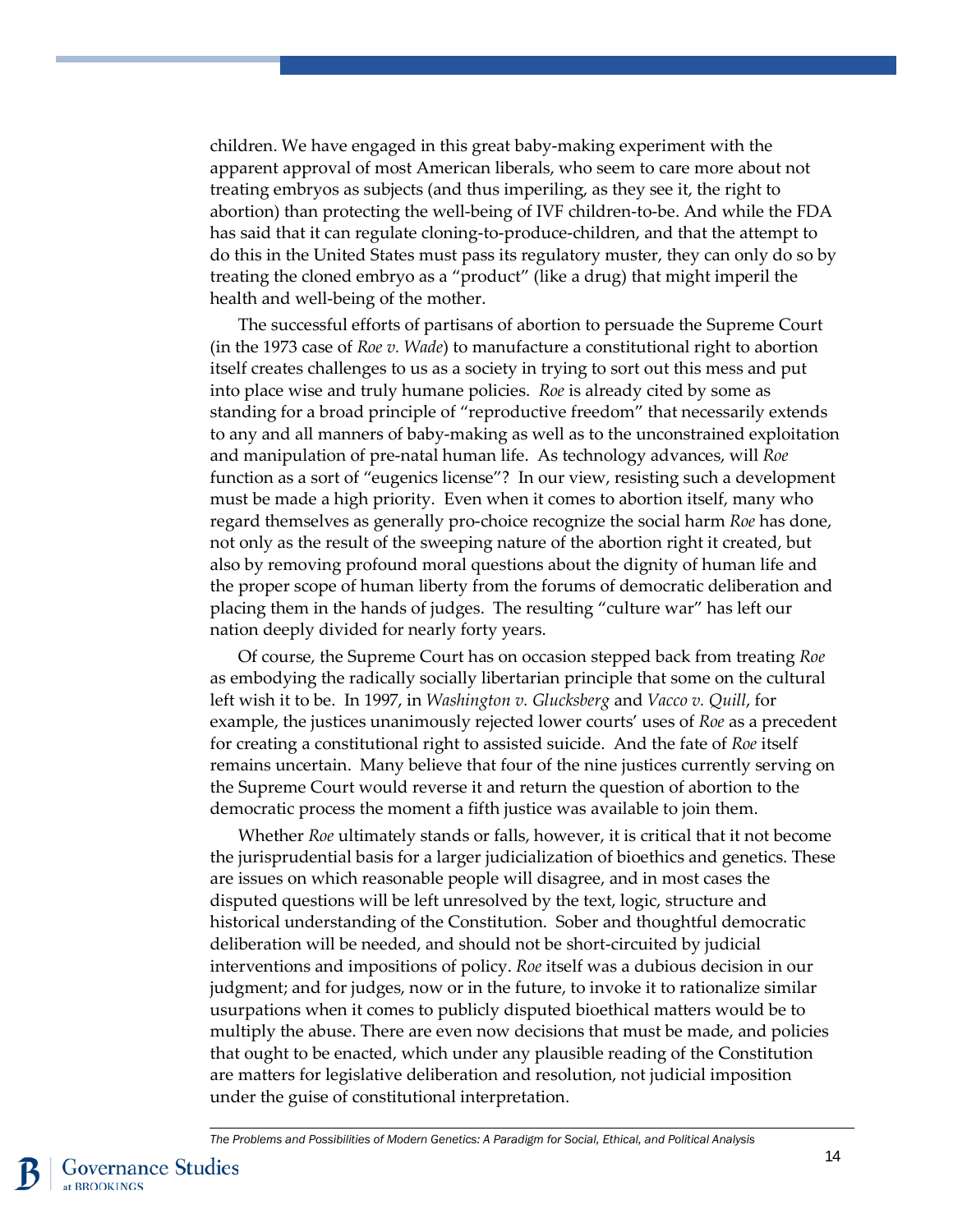children. We have engaged in this great baby-making experiment with the apparent approval of most American liberals, who seem to care more about not treating embryos as subjects (and thus imperiling, as they see it, the right to abortion) than protecting the well-being of IVF children-to-be. And while the FDA has said that it can regulate cloning-to-produce-children, and that the attempt to do this in the United States must pass its regulatory muster, they can only do so by treating the cloned embryo as a "product" (like a drug) that might imperil the health and well-being of the mother.

The successful efforts of partisans of abortion to persuade the Supreme Court (in the 1973 case of *Roe v. Wade*) to manufacture a constitutional right to abortion itself creates challenges to us as a society in trying to sort out this mess and put into place wise and truly humane policies. *Roe* is already cited by some as standing for a broad principle of "reproductive freedom" that necessarily extends to any and all manners of baby-making as well as to the unconstrained exploitation and manipulation of pre-natal human life. As technology advances, will *Roe* function as a sort of "eugenics license"? In our view, resisting such a development must be made a high priority. Even when it comes to abortion itself, many who regard themselves as generally pro-choice recognize the social harm *Roe* has done, not only as the result of the sweeping nature of the abortion right it created, but also by removing profound moral questions about the dignity of human life and the proper scope of human liberty from the forums of democratic deliberation and placing them in the hands of judges. The resulting "culture war" has left our nation deeply divided for nearly forty years.

Of course, the Supreme Court has on occasion stepped back from treating *Roe* as embodying the radically socially libertarian principle that some on the cultural left wish it to be. In 1997, in *Washington v. Glucksberg* and *Vacco v. Quill*, for example, the justices unanimously rejected lower courts' uses of *Roe* as a precedent for creating a constitutional right to assisted suicide. And the fate of *Roe* itself remains uncertain. Many believe that four of the nine justices currently serving on the Supreme Court would reverse it and return the question of abortion to the democratic process the moment a fifth justice was available to join them.

Whether *Roe* ultimately stands or falls, however, it is critical that it not become the jurisprudential basis for a larger judicialization of bioethics and genetics. These are issues on which reasonable people will disagree, and in most cases the disputed questions will be left unresolved by the text, logic, structure and historical understanding of the Constitution. Sober and thoughtful democratic deliberation will be needed, and should not be short-circuited by judicial interventions and impositions of policy. *Roe* itself was a dubious decision in our judgment; and for judges, now or in the future, to invoke it to rationalize similar usurpations when it comes to publicly disputed bioethical matters would be to multiply the abuse. There are even now decisions that must be made, and policies that ought to be enacted, which under any plausible reading of the Constitution are matters for legislative deliberation and resolution, not judicial imposition under the guise of constitutional interpretation.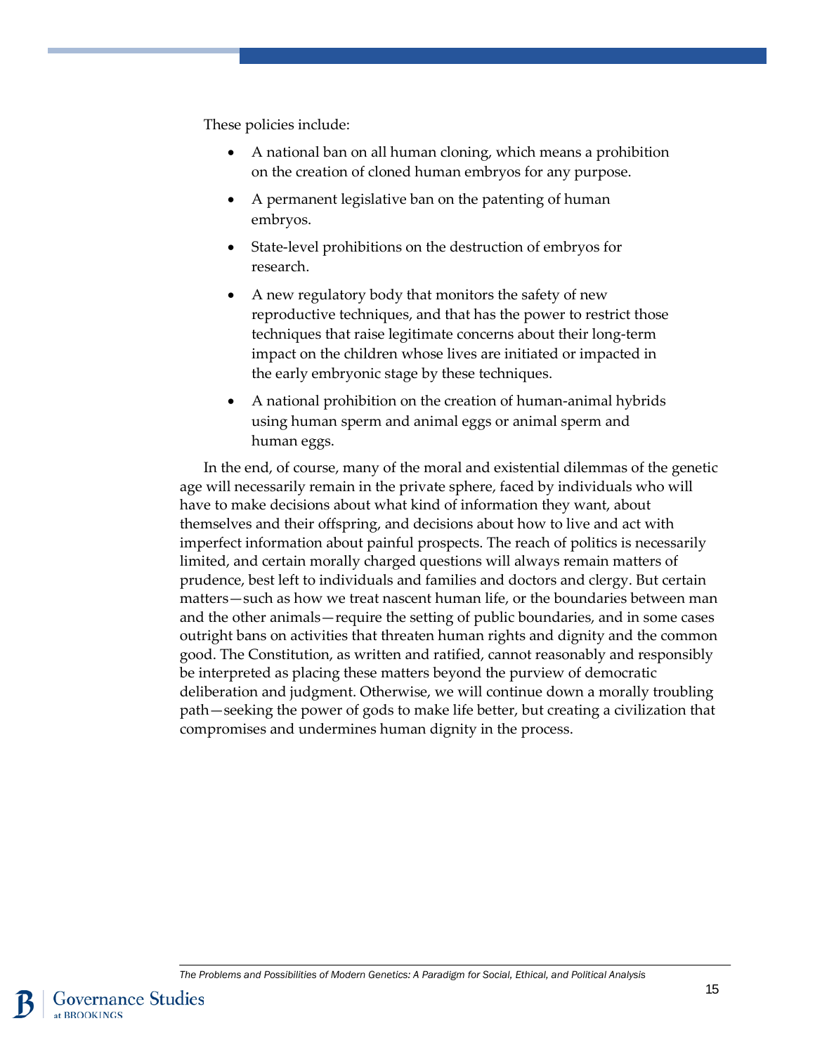These policies include:

- A national ban on all human cloning, which means a prohibition on the creation of cloned human embryos for any purpose.
- A permanent legislative ban on the patenting of human embryos.
- State-level prohibitions on the destruction of embryos for research.
- A new regulatory body that monitors the safety of new reproductive techniques, and that has the power to restrict those techniques that raise legitimate concerns about their long-term impact on the children whose lives are initiated or impacted in the early embryonic stage by these techniques.
- A national prohibition on the creation of human-animal hybrids using human sperm and animal eggs or animal sperm and human eggs.

In the end, of course, many of the moral and existential dilemmas of the genetic age will necessarily remain in the private sphere, faced by individuals who will have to make decisions about what kind of information they want, about themselves and their offspring, and decisions about how to live and act with imperfect information about painful prospects. The reach of politics is necessarily limited, and certain morally charged questions will always remain matters of prudence, best left to individuals and families and doctors and clergy. But certain matters—such as how we treat nascent human life, or the boundaries between man and the other animals—require the setting of public boundaries, and in some cases outright bans on activities that threaten human rights and dignity and the common good. The Constitution, as written and ratified, cannot reasonably and responsibly be interpreted as placing these matters beyond the purview of democratic deliberation and judgment. Otherwise, we will continue down a morally troubling path—seeking the power of gods to make life better, but creating a civilization that compromises and undermines human dignity in the process.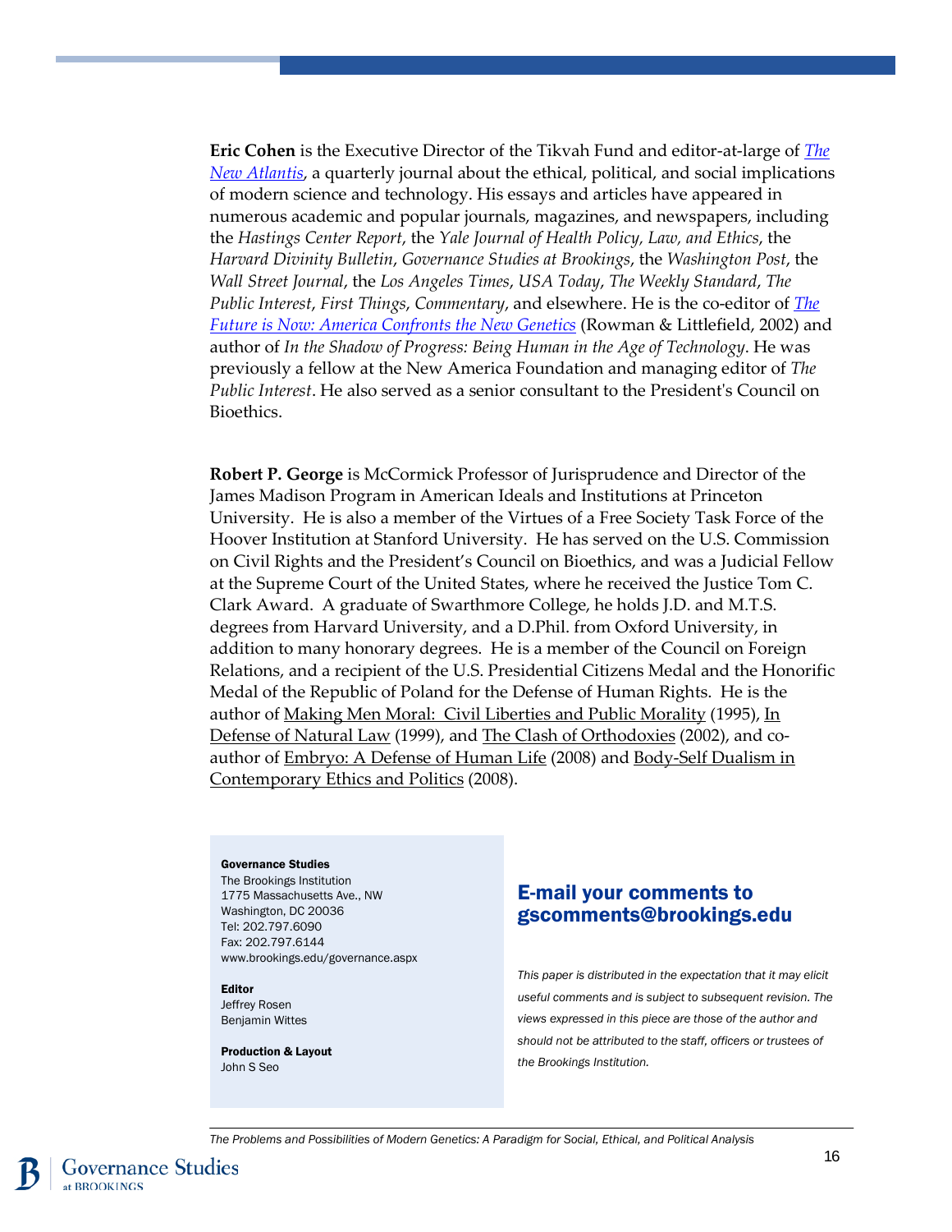**Eric Cohen** is the Executive Director of the Tikvah Fund and editor-at-large of *The New Atlantis*, a quarterly journal about the ethical, political, and social implications of modern science and technology. His essays and articles have appeared in numerous academic and popular journals, magazines, and newspapers, including the *Hastings Center Report*, the *Yale Journal of Health Policy, Law, and Ethics*, the *Harvard Divinity Bulletin*, *Governance Studies at Brookings*, the *Washington Post*, the *Wall Street Journal*, the *Los Angeles Times*, *USA Today*, *The Weekly Standard*, *The Public Interest*, *First Things*, *Commentary*, and elsewhere. He is the co-editor of *The Future is Now: America Confronts the New Genetics* (Rowman & Littlefield, 2002) and author of *In the Shadow of Progress: Being Human in the Age of Technology*. He was previously a fellow at the New America Foundation and managing editor of *The Public Interest*. He also served as a senior consultant to the President's Council on Bioethics.

**Robert P. George** is McCormick Professor of Jurisprudence and Director of the James Madison Program in American Ideals and Institutions at Princeton University. He is also a member of the Virtues of a Free Society Task Force of the Hoover Institution at Stanford University. He has served on the U.S. Commission on Civil Rights and the President's Council on Bioethics, and was a Judicial Fellow at the Supreme Court of the United States, where he received the Justice Tom C. Clark Award. A graduate of Swarthmore College, he holds J.D. and M.T.S. degrees from Harvard University, and a D.Phil. from Oxford University, in addition to many honorary degrees. He is a member of the Council on Foreign Relations, and a recipient of the U.S. Presidential Citizens Medal and the Honorific Medal of the Republic of Poland for the Defense of Human Rights. He is the author of Making Men Moral: Civil Liberties and Public Morality (1995), In Defense of Natural Law (1999), and The Clash of Orthodoxies (2002), and co-author of Embryo: A Defense of Human Life (2008) and Body-Self Dualism in Contemporary Ethics and Politics (2008).

**Governance Studies**
The Brookings Institution
1775 Massachusetts Ave., NW
Washington, DC 20036
Tel: 202.797.6090
Fax: 202.797.6144
www.brookings.edu/governance.aspx

**Editor**
Jeffrey Rosen
Benjamin Wittes

**Production & Layout**
John S Seo

## E-mail your comments to gscomments@brookings.edu

*This paper is distributed in the expectation that it may elicit useful comments and is subject to subsequent revision. The views expressed in this piece are those of the author and should not be attributed to the staff, officers or trustees of the Brookings Institution.*